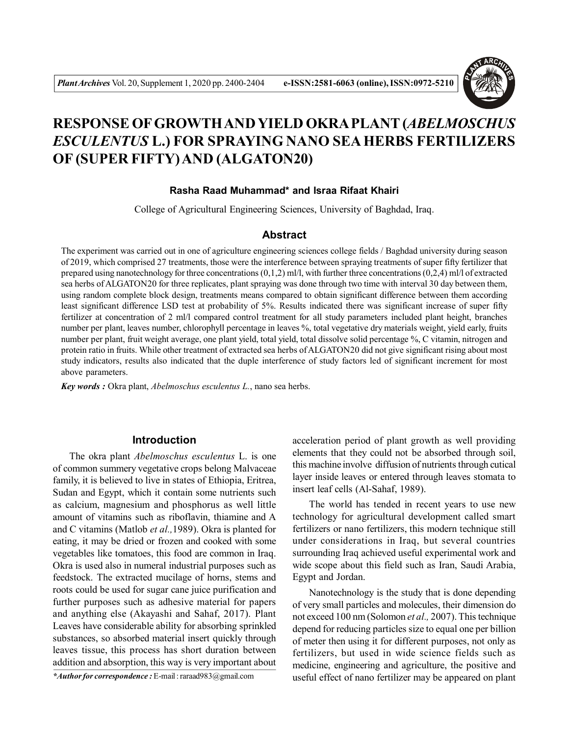# RESPONSE OF GROWTH AND YIELD OKRA PLANT (*ABELMOSCHUS ESCULENTUS* L.) FOR SPRAYING NANO SEA HERBS FERTILIZERS OF (SUPER FIFTY) AND (ALGATON20)

**Rasha Raad Muhammad\* and Israa Rifaat Khairi**

College of Agricultural Engineering Sciences, University of Baghdad, Iraq.

## Abstract

The experiment was carried out in one of agriculture engineering sciences college fields / Baghdad university during season of 2019, which comprised 27 treatments, those were the interference between spraying treatments of super fifty fertilizer that prepared using nanotechnology for three concentrations (0,1,2) ml/l, with further three concentrations (0,2,4) ml/l of extracted sea herbs of ALGATON20 for three replicates, plant spraying was done through two time with interval 30 day between them, using random complete block design, treatments means compared to obtain significant difference between them according least significant difference LSD test at probability of 5%. Results indicated there was significant increase of super fifty fertilizer at concentration of 2 ml/l compared control treatment for all study parameters included plant height, branches number per plant, leaves number, chlorophyll percentage in leaves %, total vegetative dry materials weight, yield early, fruits number per plant, fruit weight average, one plant yield, total yield, total dissolve solid percentage %, C vitamin, nitrogen and protein ratio in fruits. While other treatment of extracted sea herbs of ALGATON20 did not give significant rising about most study indicators, results also indicated that the duple interference of study factors led of significant increment for most above parameters.

***Key words :*** Okra plant, *Abelmoschus esculentus L.*, nano sea herbs.

## Introduction

The okra plant *Abelmoschus esculentus* L. is one of common summery vegetative crops belong Malvaceae family, it is believed to live in states of Ethiopia, Eritrea, Sudan and Egypt, which it contain some nutrients such as calcium, magnesium and phosphorus as well little amount of vitamins such as riboflavin, thiamine and A and C vitamins (Matlob *et al.,*1989). Okra is planted for eating, it may be dried or frozen and cooked with some vegetables like tomatoes, this food are common in Iraq. Okra is used also in numeral industrial purposes such as feedstock. The extracted mucilage of horns, stems and roots could be used for sugar cane juice purification and further purposes such as adhesive material for papers and anything else (Akayashi and Sahaf, 2017). Plant Leaves have considerable ability for absorbing sprinkled substances, so absorbed material insert quickly through leaves tissue, this process has short duration between addition and absorption, this way is very important about acceleration period of plant growth as well providing elements that they could not be absorbed through soil, this machine involve diffusion of nutrients through cutical layer inside leaves or entered through leaves stomata to insert leaf cells (Al-Sahaf, 1989).

The world has tended in recent years to use new technology for agricultural development called smart fertilizers or nano fertilizers, this modern technique still under considerations in Iraq, but several countries surrounding Iraq achieved useful experimental work and wide scope about this field such as Iran, Saudi Arabia, Egypt and Jordan.

Nanotechnology is the study that is done depending of very small particles and molecules, their dimension do not exceed 100 nm (Solomon *et al.,* 2007). This technique depend for reducing particles size to equal one per billion of meter then using it for different purposes, not only as fertilizers, but used in wide science fields such as medicine, engineering and agriculture, the positive and useful effect of nano fertilizer may be appeared on plant

*\*Author for correspondence :* E-mail : raraad983@gmail.com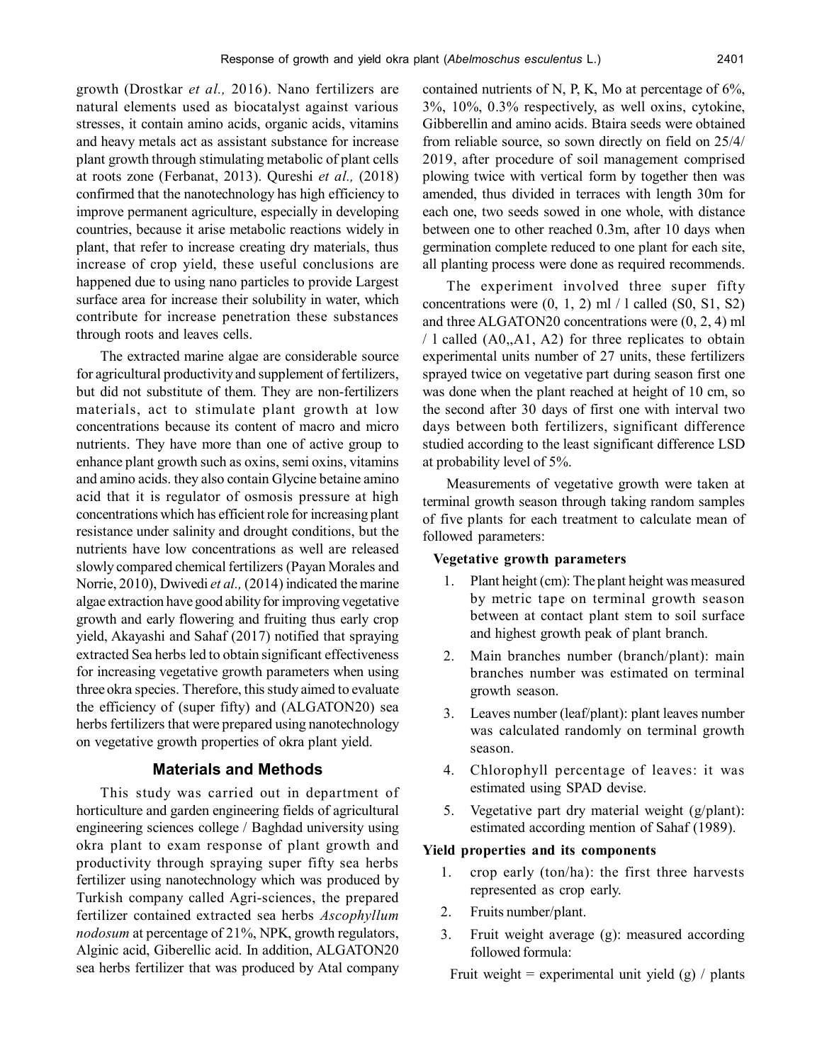growth (Drostkar *et al.,* 2016). Nano fertilizers are natural elements used as biocatalyst against various stresses, it contain amino acids, organic acids, vitamins and heavy metals act as assistant substance for increase plant growth through stimulating metabolic of plant cells at roots zone (Ferbanat, 2013). Qureshi *et al.,* (2018) confirmed that the nanotechnology has high efficiency to improve permanent agriculture, especially in developing countries, because it arise metabolic reactions widely in plant, that refer to increase creating dry materials, thus increase of crop yield, these useful conclusions are happened due to using nano particles to provide Largest surface area for increase their solubility in water, which contribute for increase penetration these substances through roots and leaves cells.

The extracted marine algae are considerable source for agricultural productivity and supplement of fertilizers, but did not substitute of them. They are non-fertilizers materials, act to stimulate plant growth at low concentrations because its content of macro and micro nutrients. They have more than one of active group to enhance plant growth such as oxins, semi oxins, vitamins and amino acids. they also contain Glycine betaine amino acid that it is regulator of osmosis pressure at high concentrations which has efficient role for increasing plant resistance under salinity and drought conditions, but the nutrients have low concentrations as well are released slowly compared chemical fertilizers (Payan Morales and Norrie, 2010), Dwivedi *et al.,* (2014) indicated the marine algae extraction have good ability for improving vegetative growth and early flowering and fruiting thus early crop yield, Akayashi and Sahaf (2017) notified that spraying extracted Sea herbs led to obtain significant effectiveness for increasing vegetative growth parameters when using three okra species. Therefore, this study aimed to evaluate the efficiency of (super fifty) and (ALGATON20) sea herbs fertilizers that were prepared using nanotechnology on vegetative growth properties of okra plant yield.

## Materials and Methods

This study was carried out in department of horticulture and garden engineering fields of agricultural engineering sciences college / Baghdad university using okra plant to exam response of plant growth and productivity through spraying super fifty sea herbs fertilizer using nanotechnology which was produced by Turkish company called Agri-sciences, the prepared fertilizer contained extracted sea herbs *Ascophyllum nodosum* at percentage of 21%, NPK, growth regulators, Alginic acid, Giberellic acid. In addition, ALGATON20 sea herbs fertilizer that was produced by Atal company contained nutrients of N, P, K, Mo at percentage of 6%, 3%, 10%, 0.3% respectively, as well oxins, cytokine, Gibberellin and amino acids. Btaira seeds were obtained from reliable source, so sown directly on field on 25/4/2019, after procedure of soil management comprised plowing twice with vertical form by together then was amended, thus divided in terraces with length 30m for each one, two seeds sowed in one whole, with distance between one to other reached 0.3m, after 10 days when germination complete reduced to one plant for each site, all planting process were done as required recommends.

The experiment involved three super fifty concentrations were (0, 1, 2) ml / l called (S0, S1, S2) and three ALGATON20 concentrations were (0, 2, 4) ml / l called (A0,,A1, A2) for three replicates to obtain experimental units number of 27 units, these fertilizers sprayed twice on vegetative part during season first one was done when the plant reached at height of 10 cm, so the second after 30 days of first one with interval two days between both fertilizers, significant difference studied according to the least significant difference LSD at probability level of 5%.

Measurements of vegetative growth were taken at terminal growth season through taking random samples of five plants for each treatment to calculate mean of followed parameters:

**Vegetative growth parameters**

1. Plant height (cm): The plant height was measured by metric tape on terminal growth season between at contact plant stem to soil surface and highest growth peak of plant branch.
2. Main branches number (branch/plant): main branches number was estimated on terminal growth season.
3. Leaves number (leaf/plant): plant leaves number was calculated randomly on terminal growth season.
4. Chlorophyll percentage of leaves: it was estimated using SPAD devise.
5. Vegetative part dry material weight (g/plant): estimated according mention of Sahaf (1989).

**Yield properties and its components**

1. crop early (ton/ha): the first three harvests represented as crop early.
2. Fruits number/plant.
3. Fruit weight average (g): measured according followed formula:

Fruit weight = experimental unit yield (g) / plants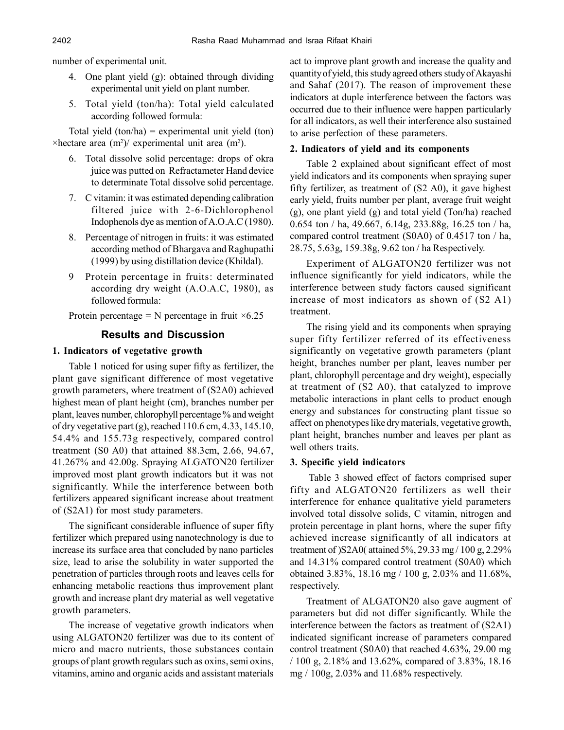number of experimental unit.

4. One plant yield (g): obtained through dividing experimental unit yield on plant number.
5. Total yield (ton/ha): Total yield calculated according followed formula:

Total yield (ton/ha) = experimental unit yield (ton) ×hectare area ($m^2$)/ experimental unit area ($m^2$).

6. Total dissolve solid percentage: drops of okra juice was putted on Refractameter Hand device to determinate Total dissolve solid percentage.
7. C vitamin: it was estimated depending calibration filtered juice with 2-6-Dichlorophenol Indophenols dye as mention of A.O.A.C (1980).
8. Percentage of nitrogen in fruits: it was estimated according method of Bhargava and Raghupathi (1999) by using distillation device (Khildal).
9. Protein percentage in fruits: determinated according dry weight (A.O.A.C, 1980), as followed formula:

Protein percentage = N percentage in fruit ×6.25

## Results and Discussion

### 1. Indicators of vegetative growth

Table 1 noticed for using super fifty as fertilizer, the plant gave significant difference of most vegetative growth parameters, where treatment of (S2A0) achieved highest mean of plant height (cm), branches number per plant, leaves number, chlorophyll percentage % and weight of dry vegetative part (g), reached 110.6 cm, 4.33, 145.10, 54.4% and 155.73g respectively, compared control treatment (S0 A0) that attained 88.3cm, 2.66, 94.67, 41.267% and 42.00g. Spraying ALGATON20 fertilizer improved most plant growth indicators but it was not significantly. While the interference between both fertilizers appeared significant increase about treatment of (S2A1) for most study parameters.

The significant considerable influence of super fifty fertilizer which prepared using nanotechnology is due to increase its surface area that concluded by nano particles size, lead to arise the solubility in water supported the penetration of particles through roots and leaves cells for enhancing metabolic reactions thus improvement plant growth and increase plant dry material as well vegetative growth parameters.

The increase of vegetative growth indicators when using ALGATON20 fertilizer was due to its content of micro and macro nutrients, those substances contain groups of plant growth regulars such as oxins, semi oxins, vitamins, amino and organic acids and assistant materials act to improve plant growth and increase the quality and quantity of yield, this study agreed others study of Akayashi and Sahaf (2017). The reason of improvement these indicators at duple interference between the factors was occurred due to their influence were happen particularly for all indicators, as well their interference also sustained to arise perfection of these parameters.

### 2. Indicators of yield and its components

Table 2 explained about significant effect of most yield indicators and its components when spraying super fifty fertilizer, as treatment of (S2 A0), it gave highest early yield, fruits number per plant, average fruit weight (g), one plant yield (g) and total yield (Ton/ha) reached 0.654 ton / ha, 49.667, 6.14g, 233.88g, 16.25 ton / ha, compared control treatment (S0A0) of 0.4517 ton / ha, 28.75, 5.63g, 159.38g, 9.62 ton / ha Respectively.

Experiment of ALGATON20 fertilizer was not influence significantly for yield indicators, while the interference between study factors caused significant increase of most indicators as shown of (S2 A1) treatment.

The rising yield and its components when spraying super fifty fertilizer referred of its effectiveness significantly on vegetative growth parameters (plant height, branches number per plant, leaves number per plant, chlorophyll percentage and dry weight), especially at treatment of (S2 A0), that catalyzed to improve metabolic interactions in plant cells to product enough energy and substances for constructing plant tissue so affect on phenotypes like dry materials, vegetative growth, plant height, branches number and leaves per plant as well others traits.

### 3. Specific yield indicators

Table 3 showed effect of factors comprised super fifty and ALGATON20 fertilizers as well their interference for enhance qualitative yield parameters involved total dissolve solids, C vitamin, nitrogen and protein percentage in plant horns, where the super fifty achieved increase significantly of all indicators at treatment of )S2A0( attained 5%, 29.33 mg / 100 g, 2.29% and 14.31% compared control treatment (S0A0) which obtained 3.83%, 18.16 mg / 100 g, 2.03% and 11.68%, respectively.

Treatment of ALGATON20 also gave augment of parameters but did not differ significantly. While the interference between the factors as treatment of (S2A1) indicated significant increase of parameters compared control treatment (S0A0) that reached 4.63%, 29.00 mg / 100 g, 2.18% and 13.62%, compared of 3.83%, 18.16 mg / 100g, 2.03% and 11.68% respectively.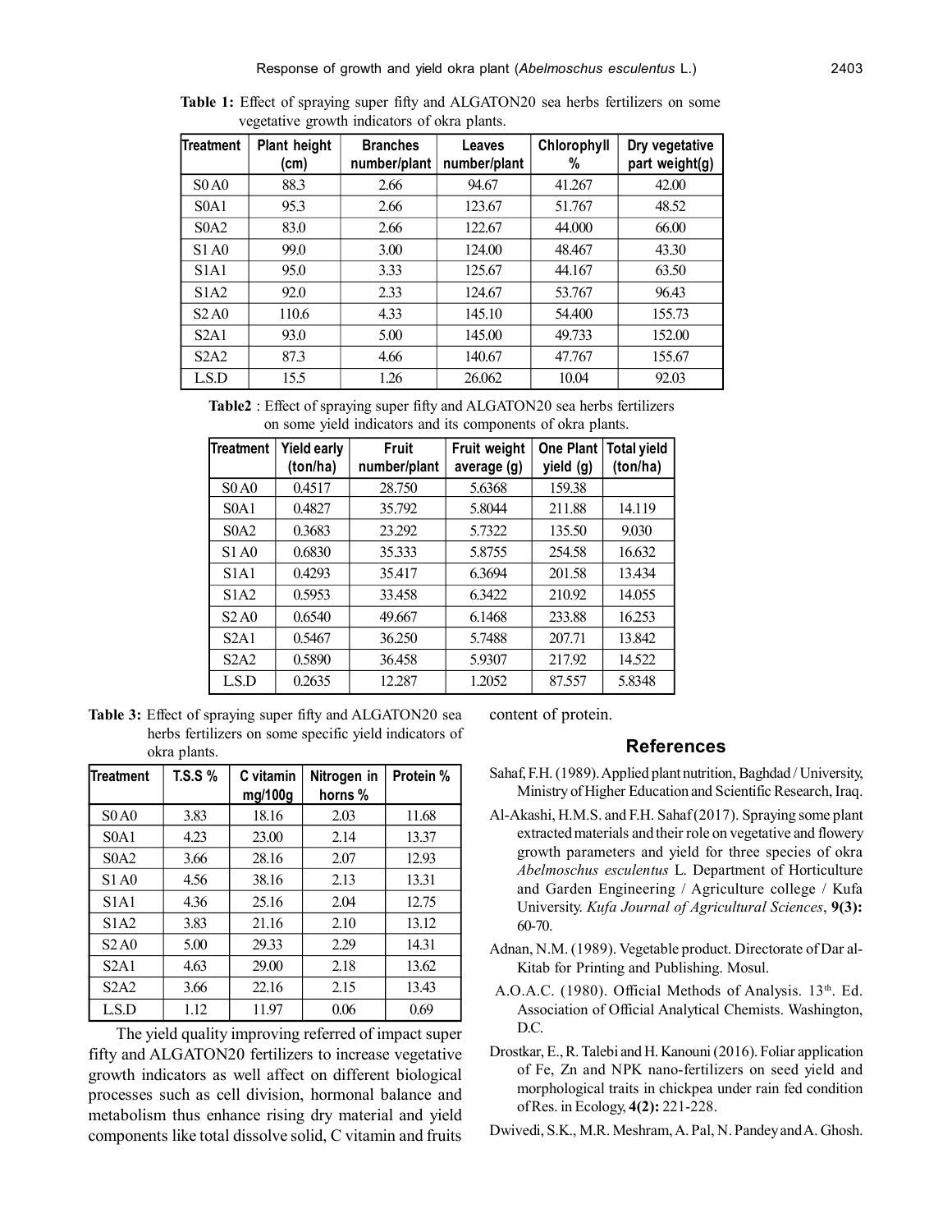**Table 1:** Effect of spraying super fifty and ALGATON20 sea herbs fertilizers on some vegetative growth indicators of okra plants.

| Treatment | Plant height (cm) | Branches number/plant | Leaves number/plant | Chlorophyll % | Dry vegetative part weight(g) |
|---|---|---|---|---|---|
| S0 A0 | 88.3 | 2.66 | 94.67 | 41.267 | 42.00 |
| S0A1 | 95.3 | 2.66 | 123.67 | 51.767 | 48.52 |
| S0A2 | 83.0 | 2.66 | 122.67 | 44.000 | 66.00 |
| S1 A0 | 99.0 | 3.00 | 124.00 | 48.467 | 43.30 |
| S1A1 | 95.0 | 3.33 | 125.67 | 44.167 | 63.50 |
| S1A2 | 92.0 | 2.33 | 124.67 | 53.767 | 96.43 |
| S2 A0 | 110.6 | 4.33 | 145.10 | 54.400 | 155.73 |
| S2A1 | 93.0 | 5.00 | 145.00 | 49.733 | 152.00 |
| S2A2 | 87.3 | 4.66 | 140.67 | 47.767 | 155.67 |
| L.S.D | 15.5 | 1.26 | 26.062 | 10.04 | 92.03 |

**Table2** : Effect of spraying super fifty and ALGATON20 sea herbs fertilizers on some yield indicators and its components of okra plants.

| Treatment | Yield early (ton/ha) | Fruit number/plant | Fruit weight average (g) | One Plant yield (g) | Total yield (ton/ha) |
|---|---|---|---|---|---|
| S0 A0 | 0.4517 | 28.750 | 5.6368 | 159.38 | |
| S0A1 | 0.4827 | 35.792 | 5.8044 | 211.88 | 14.119 |
| S0A2 | 0.3683 | 23.292 | 5.7322 | 135.50 | 9.030 |
| S1 A0 | 0.6830 | 35.333 | 5.8755 | 254.58 | 16.632 |
| S1A1 | 0.4293 | 35.417 | 6.3694 | 201.58 | 13.434 |
| S1A2 | 0.5953 | 33.458 | 6.3422 | 210.92 | 14.055 |
| S2 A0 | 0.6540 | 49.667 | 6.1468 | 233.88 | 16.253 |
| S2A1 | 0.5467 | 36.250 | 5.7488 | 207.71 | 13.842 |
| S2A2 | 0.5890 | 36.458 | 5.9307 | 217.92 | 14.522 |
| L.S.D | 0.2635 | 12.287 | 1.2052 | 87.557 | 5.8348 |

**Table 3:** Effect of spraying super fifty and ALGATON20 sea herbs fertilizers on some specific yield indicators of okra plants.

| Treatment | T.S.S % | C vitamin mg/100g | Nitrogen in horns % | Protein % |
|---|---|---|---|---|
| S0 A0 | 3.83 | 18.16 | 2.03 | 11.68 |
| S0A1 | 4.23 | 23.00 | 2.14 | 13.37 |
| S0A2 | 3.66 | 28.16 | 2.07 | 12.93 |
| S1 A0 | 4.56 | 38.16 | 2.13 | 13.31 |
| S1A1 | 4.36 | 25.16 | 2.04 | 12.75 |
| S1A2 | 3.83 | 21.16 | 2.10 | 13.12 |
| S2 A0 | 5.00 | 29.33 | 2.29 | 14.31 |
| S2A1 | 4.63 | 29.00 | 2.18 | 13.62 |
| S2A2 | 3.66 | 22.16 | 2.15 | 13.43 |
| L.S.D | 1.12 | 11.97 | 0.06 | 0.69 |

The yield quality improving referred of impact super fifty and ALGATON20 fertilizers to increase vegetative growth indicators as well affect on different biological processes such as cell division, hormonal balance and metabolism thus enhance rising dry material and yield components like total dissolve solid, C vitamin and fruits content of protein.

## References

Sahaf, F.H. (1989). Applied plant nutrition, Baghdad / University, Ministry of Higher Education and Scientific Research, Iraq.

Al-Akashi, H.M.S. and F.H. Sahaf (2017). Spraying some plant extracted materials and their role on vegetative and flowery growth parameters and yield for three species of okra *Abelmoschus esculentus* L. Department of Horticulture and Garden Engineering / Agriculture college / Kufa University. *Kufa Journal of Agricultural Sciences*, **9(3):** 60-70.

Adnan, N.M. (1989). Vegetable product. Directorate of Dar al-Kitab for Printing and Publishing. Mosul.

A.O.A.C. (1980). Official Methods of Analysis. 13th. Ed. Association of Official Analytical Chemists. Washington, D.C.

Drostkar, E., R. Talebi and H. Kanouni (2016). Foliar application of Fe, Zn and NPK nano-fertilizers on seed yield and morphological traits in chickpea under rain fed condition of Res. in Ecology, **4(2):** 221-228.

Dwivedi, S.K., M.R. Meshram, A. Pal, N. Pandey and A. Ghosh.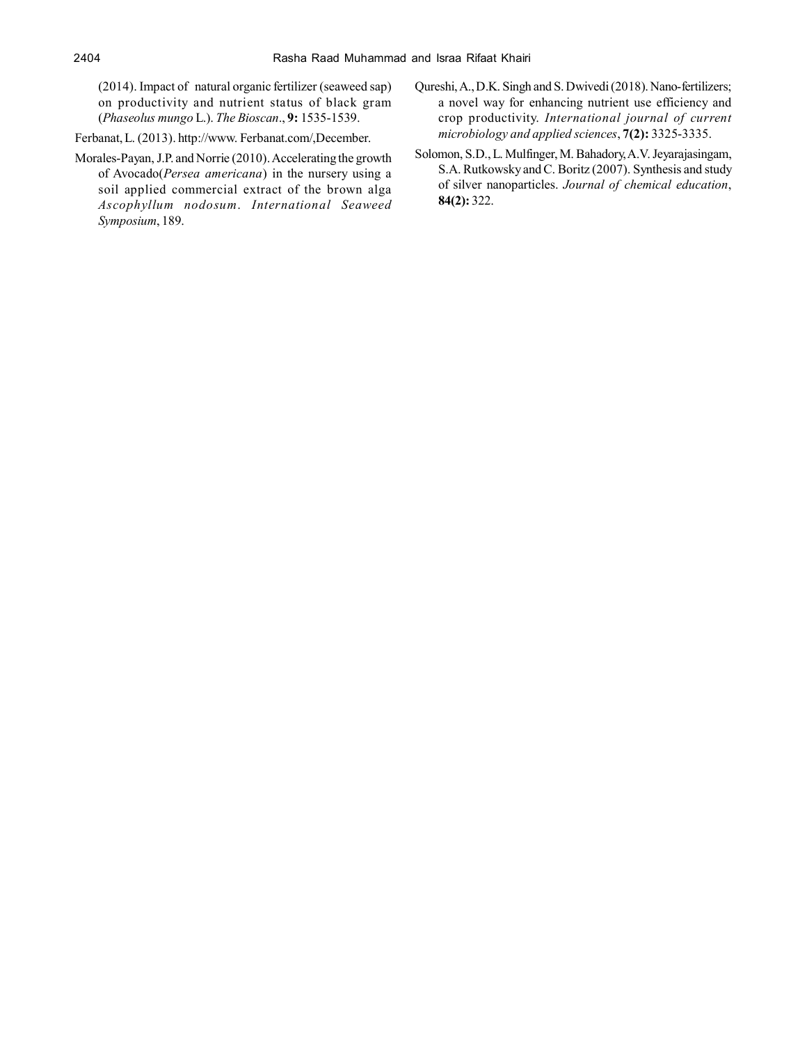(2014). Impact of natural organic fertilizer (seaweed sap) on productivity and nutrient status of black gram (*Phaseolus mungo* L.). *The Bioscan*., **9:** 1535-1539.

Ferbanat, L. (2013). http://www. Ferbanat.com/,December.

Morales-Payan, J.P. and Norrie (2010). Accelerating the growth of Avocado(*Persea americana*) in the nursery using a soil applied commercial extract of the brown alga *Ascophyllum nodosum*. *International Seaweed Symposium*, 189.

Qureshi, A., D.K. Singh and S. Dwivedi (2018). Nano-fertilizers; a novel way for enhancing nutrient use efficiency and crop productivity. *International journal of current microbiology and applied sciences*, **7(2):** 3325-3335.

Solomon, S.D., L. Mulfinger, M. Bahadory, A.V. Jeyarajasingam, S.A. Rutkowsky and C. Boritz (2007). Synthesis and study of silver nanoparticles. *Journal of chemical education*, **84(2):** 322.